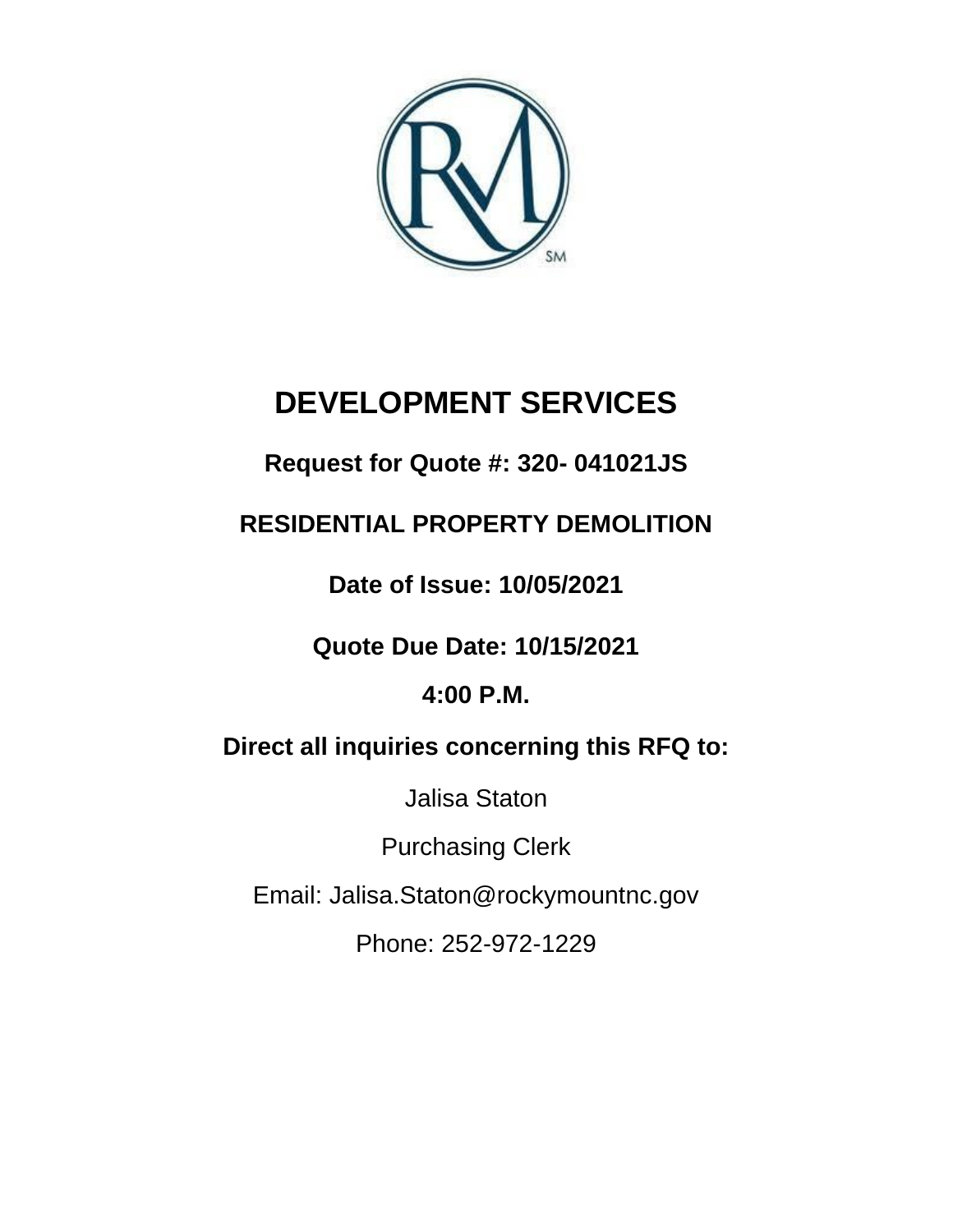# DEVELOPMENT SERVICES

**Request for Quote #: 320- 041021JS**

**RESIDENTIAL PROPERTY DEMOLITION**

**Date of Issue: 10/05/2021**

**Quote Due Date: 10/15/2021**

**4:00 P.M.**

**Direct all inquiries concerning this RFQ to:**

Jalisa Staton

Purchasing Clerk

Email: Jalisa.Staton@rockymountnc.gov

Phone: 252-972-1229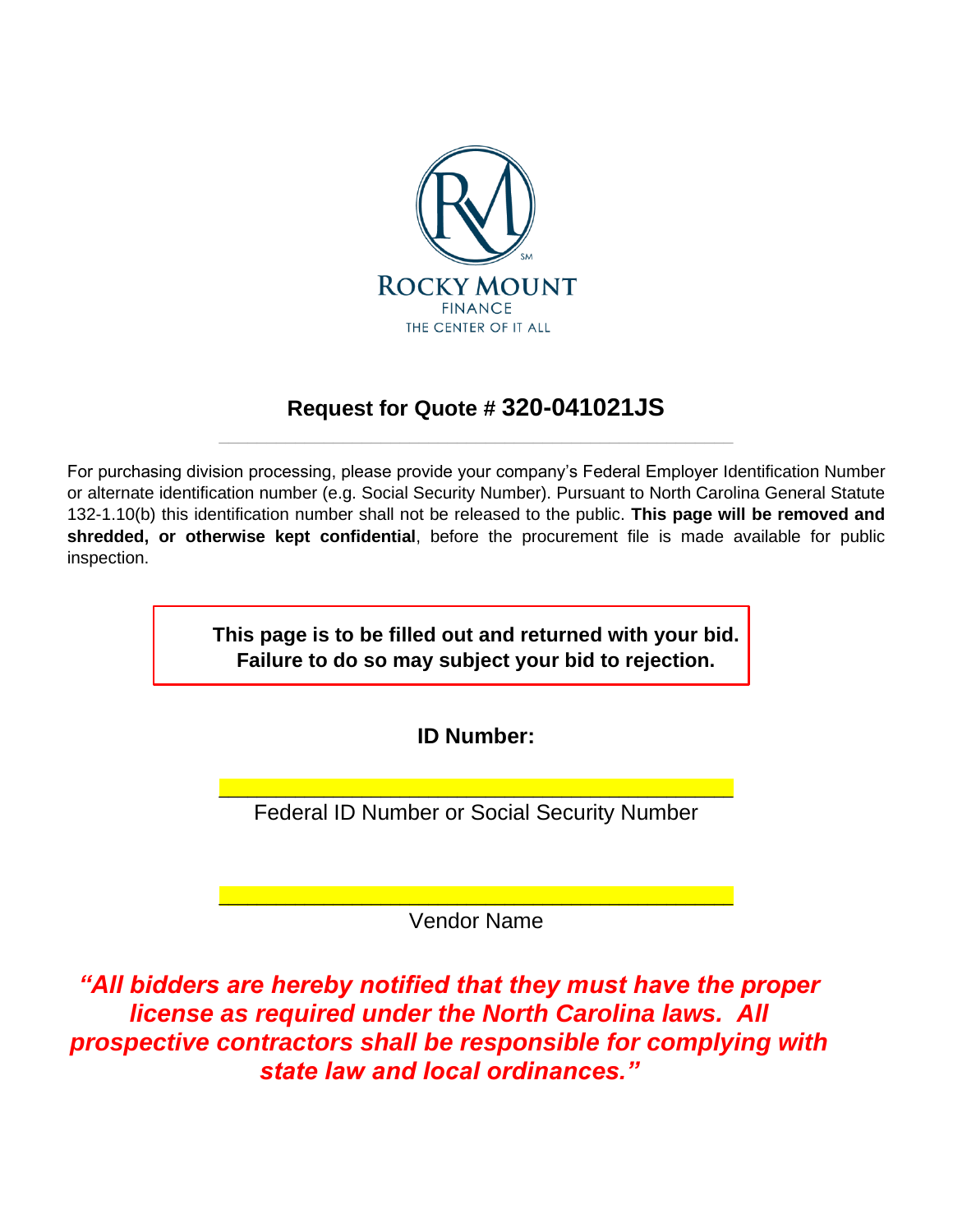ROCKY MOUNT

FINANCE

THE CENTER OF IT ALL

## Request for Quote # 320-041021JS

---

For purchasing division processing, please provide your company's Federal Employer Identification Number or alternate identification number (e.g. Social Security Number). Pursuant to North Carolina General Statute 132-1.10(b) this identification number shall not be released to the public. **This page will be removed and shredded, or otherwise kept confidential**, before the procurement file is made available for public inspection.

**This page is to be filled out and returned with your bid.**
**Failure to do so may subject your bid to rejection.**

**ID Number:**

_______________________________________________

Federal ID Number or Social Security Number

_______________________________________________

Vendor Name

***"All bidders are hereby notified that they must have the proper license as required under the North Carolina laws. All prospective contractors shall be responsible for complying with state law and local ordinances."***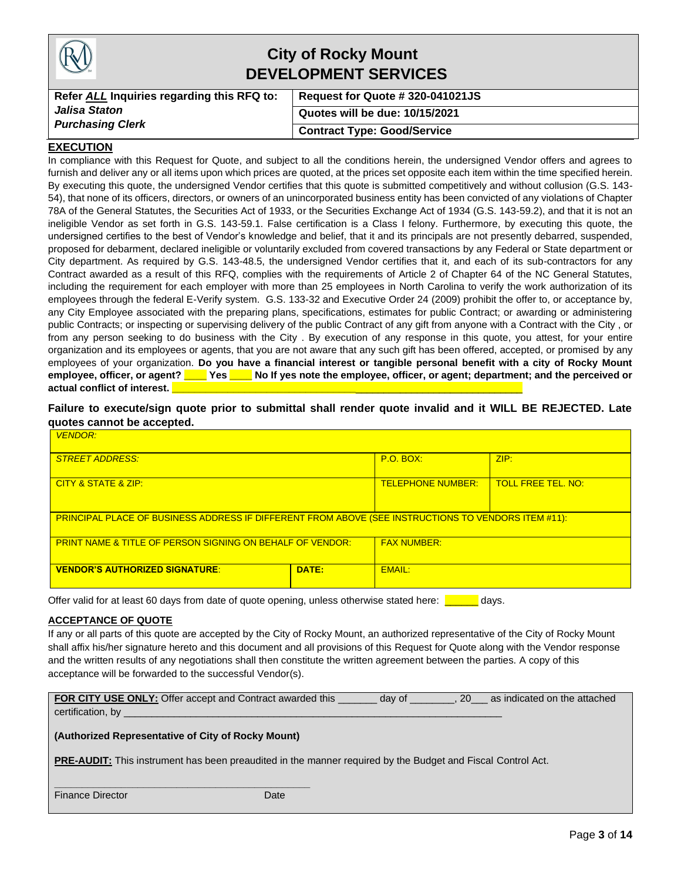# City of Rocky Mount
# DEVELOPMENT SERVICES

| | |
|---|---|
| **Refer *ALL* Inquiries regarding this RFQ to:** | **Request for Quote # 320-041021JS** |
| ***Jalisa Staton*** | **Quotes will be due: 10/15/2021** |
| ***Purchasing Clerk*** | **Contract Type: Good/Service** |

## EXECUTION

In compliance with this Request for Quote, and subject to all the conditions herein, the undersigned Vendor offers and agrees to furnish and deliver any or all items upon which prices are quoted, at the prices set opposite each item within the time specified herein. By executing this quote, the undersigned Vendor certifies that this quote is submitted competitively and without collusion (G.S. 143-54), that none of its officers, directors, or owners of an unincorporated business entity has been convicted of any violations of Chapter 78A of the General Statutes, the Securities Act of 1933, or the Securities Exchange Act of 1934 (G.S. 143-59.2), and that it is not an ineligible Vendor as set forth in G.S. 143-59.1. False certification is a Class I felony. Furthermore, by executing this quote, the undersigned certifies to the best of Vendor's knowledge and belief, that it and its principals are not presently debarred, suspended, proposed for debarment, declared ineligible or voluntarily excluded from covered transactions by any Federal or State department or City department. As required by G.S. 143-48.5, the undersigned Vendor certifies that it, and each of its sub-contractors for any Contract awarded as a result of this RFQ, complies with the requirements of Article 2 of Chapter 64 of the NC General Statutes, including the requirement for each employer with more than 25 employees in North Carolina to verify the work authorization of its employees through the federal E-Verify system. G.S. 133-32 and Executive Order 24 (2009) prohibit the offer to, or acceptance by, any City Employee associated with the preparing plans, specifications, estimates for public Contract; or awarding or administering public Contracts; or inspecting or supervising delivery of the public Contract of any gift from anyone with a Contract with the City , or from any person seeking to do business with the City . By execution of any response in this quote, you attest, for your entire organization and its employees or agents, that you are not aware that any such gift has been offered, accepted, or promised by any employees of your organization. **Do you have a financial interest or tangible personal benefit with a city of Rocky Mount employee, officer, or agent? ____ Yes ____ No If yes note the employee, officer, or agent; department; and the perceived or actual conflict of interest.** ____________________________________________________________

**Failure to execute/sign quote prior to submittal shall render quote invalid and it WILL BE REJECTED. Late quotes cannot be accepted.**

| | | | |
|---|---|---|---|
| *VENDOR:* | | | |
| *STREET ADDRESS:* | | P.O. BOX: | ZIP: |
| CITY & STATE & ZIP: | | TELEPHONE NUMBER: | TOLL FREE TEL. NO: |
| PRINCIPAL PLACE OF BUSINESS ADDRESS IF DIFFERENT FROM ABOVE (SEE INSTRUCTIONS TO VENDORS ITEM #11): | | | |
| PRINT NAME & TITLE OF PERSON SIGNING ON BEHALF OF VENDOR: | | FAX NUMBER: | |
| **VENDOR'S AUTHORIZED SIGNATURE**: | **DATE:** | EMAIL: | |

Offer valid for at least 60 days from date of quote opening, unless otherwise stated here: ______ days.

## ACCEPTANCE OF QUOTE

If any or all parts of this quote are accepted by the City of Rocky Mount, an authorized representative of the City of Rocky Mount shall affix his/her signature hereto and this document and all provisions of this Request for Quote along with the Vendor response and the written results of any negotiations shall then constitute the written agreement between the parties. A copy of this acceptance will be forwarded to the successful Vendor(s).

**FOR CITY USE ONLY:** Offer accept and Contract awarded this _______ day of ________, 20___ as indicated on the attached certification, by ____________________________________________________________________

**(Authorized Representative of City of Rocky Mount)**

**PRE-AUDIT:** This instrument has been preaudited in the manner required by the Budget and Fiscal Control Act.

_______________________________________________

Finance Director Date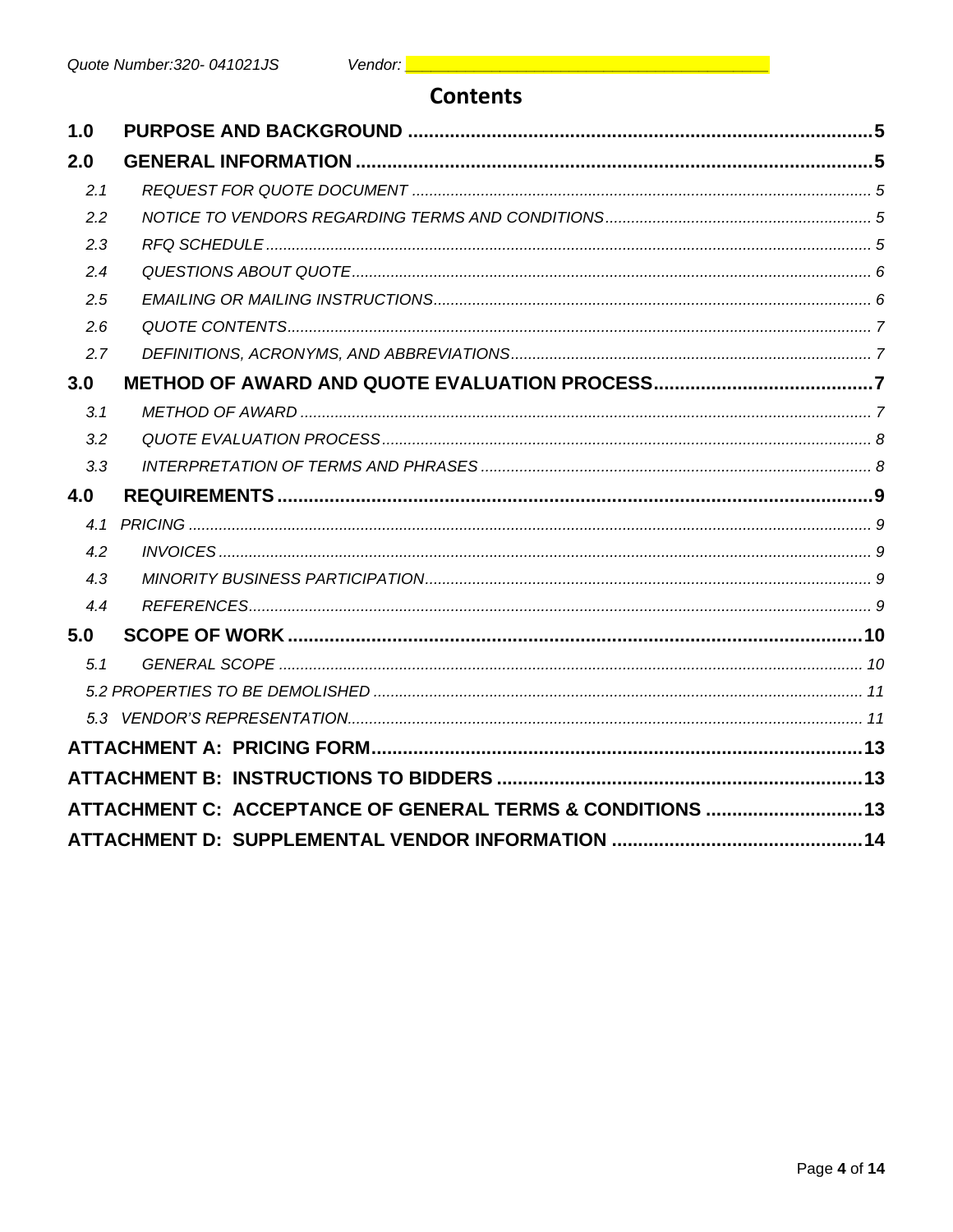# Contents

**1.0 PURPOSE AND BACKGROUND .......... 5**

**2.0 GENERAL INFORMATION .......... 5**

- *2.1 REQUEST FOR QUOTE DOCUMENT .......... 5*
- *2.2 NOTICE TO VENDORS REGARDING TERMS AND CONDITIONS .......... 5*
- *2.3 RFQ SCHEDULE .......... 5*
- *2.4 QUESTIONS ABOUT QUOTE .......... 6*
- *2.5 EMAILING OR MAILING INSTRUCTIONS .......... 6*
- *2.6 QUOTE CONTENTS .......... 7*
- *2.7 DEFINITIONS, ACRONYMS, AND ABBREVIATIONS .......... 7*

**3.0 METHOD OF AWARD AND QUOTE EVALUATION PROCESS .......... 7**

- *3.1 METHOD OF AWARD .......... 7*
- *3.2 QUOTE EVALUATION PROCESS .......... 8*
- *3.3 INTERPRETATION OF TERMS AND PHRASES .......... 8*

**4.0 REQUIREMENTS .......... 9**

- *4.1 PRICING .......... 9*
- *4.2 INVOICES .......... 9*
- *4.3 MINORITY BUSINESS PARTICIPATION .......... 9*
- *4.4 REFERENCES .......... 9*

**5.0 SCOPE OF WORK .......... 10**

- *5.1 GENERAL SCOPE .......... 10*
- *5.2 PROPERTIES TO BE DEMOLISHED .......... 11*
- *5.3 VENDOR'S REPRESENTATION .......... 11*

**ATTACHMENT A: PRICING FORM .......... 13**

**ATTACHMENT B: INSTRUCTIONS TO BIDDERS .......... 13**

**ATTACHMENT C: ACCEPTANCE OF GENERAL TERMS & CONDITIONS .......... 13**

**ATTACHMENT D: SUPPLEMENTAL VENDOR INFORMATION .......... 14**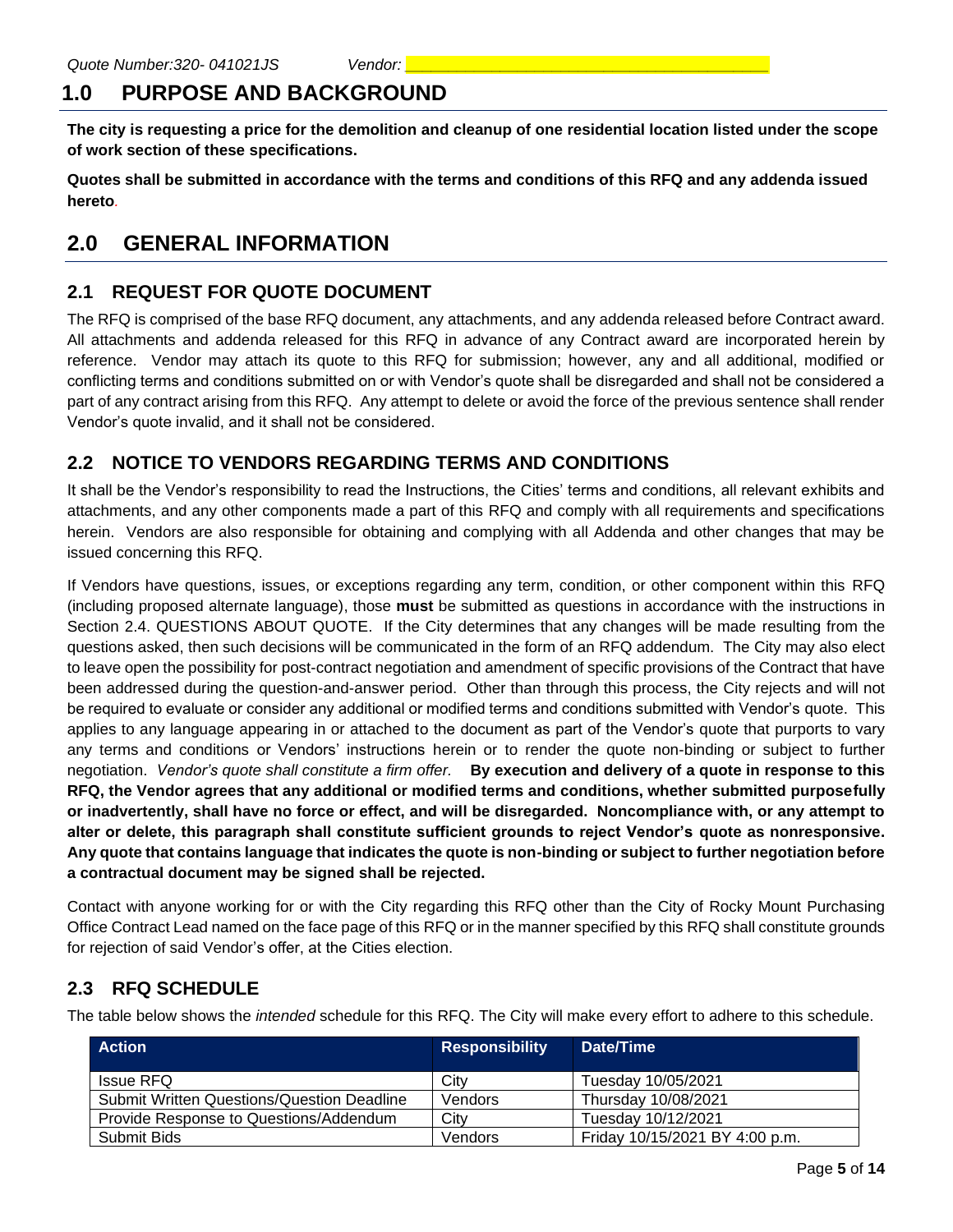## 1.0 PURPOSE AND BACKGROUND

**The city is requesting a price for the demolition and cleanup of one residential location listed under the scope of work section of these specifications.**

**Quotes shall be submitted in accordance with the terms and conditions of this RFQ and any addenda issued hereto.**

## 2.0 GENERAL INFORMATION

### 2.1 REQUEST FOR QUOTE DOCUMENT

The RFQ is comprised of the base RFQ document, any attachments, and any addenda released before Contract award. All attachments and addenda released for this RFQ in advance of any Contract award are incorporated herein by reference. Vendor may attach its quote to this RFQ for submission; however, any and all additional, modified or conflicting terms and conditions submitted on or with Vendor's quote shall be disregarded and shall not be considered a part of any contract arising from this RFQ. Any attempt to delete or avoid the force of the previous sentence shall render Vendor's quote invalid, and it shall not be considered.

### 2.2 NOTICE TO VENDORS REGARDING TERMS AND CONDITIONS

It shall be the Vendor's responsibility to read the Instructions, the Cities' terms and conditions, all relevant exhibits and attachments, and any other components made a part of this RFQ and comply with all requirements and specifications herein. Vendors are also responsible for obtaining and complying with all Addenda and other changes that may be issued concerning this RFQ.

If Vendors have questions, issues, or exceptions regarding any term, condition, or other component within this RFQ (including proposed alternate language), those **must** be submitted as questions in accordance with the instructions in Section 2.4. QUESTIONS ABOUT QUOTE. If the City determines that any changes will be made resulting from the questions asked, then such decisions will be communicated in the form of an RFQ addendum. The City may also elect to leave open the possibility for post-contract negotiation and amendment of specific provisions of the Contract that have been addressed during the question-and-answer period. Other than through this process, the City rejects and will not be required to evaluate or consider any additional or modified terms and conditions submitted with Vendor's quote. This applies to any language appearing in or attached to the document as part of the Vendor's quote that purports to vary any terms and conditions or Vendors' instructions herein or to render the quote non-binding or subject to further negotiation. *Vendor's quote shall constitute a firm offer.* **By execution and delivery of a quote in response to this RFQ, the Vendor agrees that any additional or modified terms and conditions, whether submitted purposefully or inadvertently, shall have no force or effect, and will be disregarded. Noncompliance with, or any attempt to alter or delete, this paragraph shall constitute sufficient grounds to reject Vendor's quote as nonresponsive. Any quote that contains language that indicates the quote is non-binding or subject to further negotiation before a contractual document may be signed shall be rejected.**

Contact with anyone working for or with the City regarding this RFQ other than the City of Rocky Mount Purchasing Office Contract Lead named on the face page of this RFQ or in the manner specified by this RFQ shall constitute grounds for rejection of said Vendor's offer, at the Cities election.

### 2.3 RFQ SCHEDULE

The table below shows the *intended* schedule for this RFQ. The City will make every effort to adhere to this schedule.

| Action | Responsibility | Date/Time |
|---|---|---|
| Issue RFQ | City | Tuesday 10/05/2021 |
| Submit Written Questions/Question Deadline | Vendors | Thursday 10/08/2021 |
| Provide Response to Questions/Addendum | City | Tuesday 10/12/2021 |
| Submit Bids | Vendors | Friday 10/15/2021 BY 4:00 p.m. |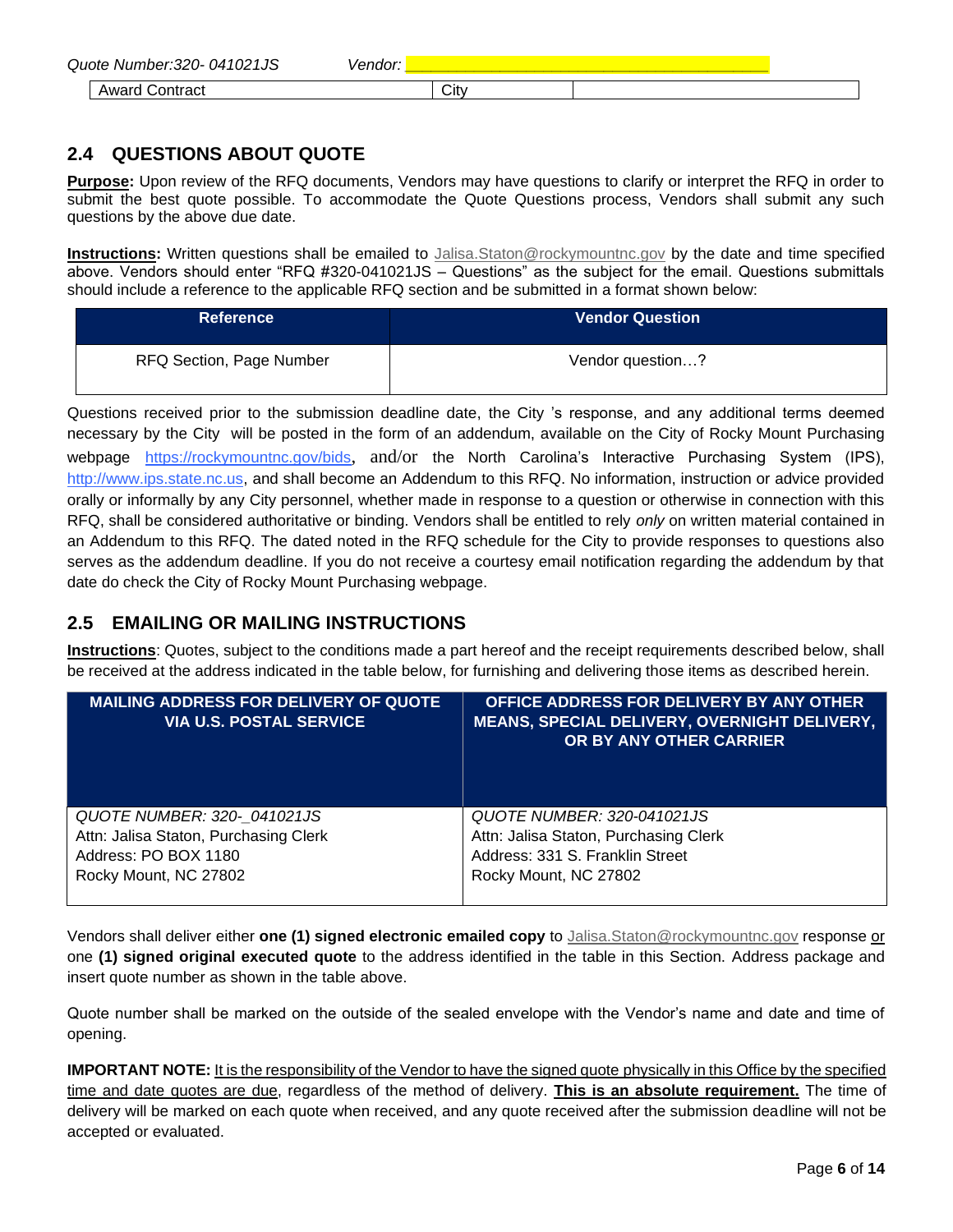## 2.4 QUESTIONS ABOUT QUOTE

**Purpose:** Upon review of the RFQ documents, Vendors may have questions to clarify or interpret the RFQ in order to submit the best quote possible. To accommodate the Quote Questions process, Vendors shall submit any such questions by the above due date.

**Instructions:** Written questions shall be emailed to Jalisa.Staton@rockymountnc.gov by the date and time specified above. Vendors should enter "RFQ #320-041021JS – Questions" as the subject for the email. Questions submittals should include a reference to the applicable RFQ section and be submitted in a format shown below:

| Reference | Vendor Question |
|---|---|
| RFQ Section, Page Number | Vendor question…? |

Questions received prior to the submission deadline date, the City 's response, and any additional terms deemed necessary by the City will be posted in the form of an addendum, available on the City of Rocky Mount Purchasing webpage https://rockymountnc.gov/bids, and/or the North Carolina's Interactive Purchasing System (IPS), http://www.ips.state.nc.us, and shall become an Addendum to this RFQ. No information, instruction or advice provided orally or informally by any City personnel, whether made in response to a question or otherwise in connection with this RFQ, shall be considered authoritative or binding. Vendors shall be entitled to rely *only* on written material contained in an Addendum to this RFQ. The dated noted in the RFQ schedule for the City to provide responses to questions also serves as the addendum deadline. If you do not receive a courtesy email notification regarding the addendum by that date do check the City of Rocky Mount Purchasing webpage.

## 2.5 EMAILING OR MAILING INSTRUCTIONS

**Instructions**: Quotes, subject to the conditions made a part hereof and the receipt requirements described below, shall be received at the address indicated in the table below, for furnishing and delivering those items as described herein.

| MAILING ADDRESS FOR DELIVERY OF QUOTE VIA U.S. POSTAL SERVICE | OFFICE ADDRESS FOR DELIVERY BY ANY OTHER MEANS, SPECIAL DELIVERY, OVERNIGHT DELIVERY, OR BY ANY OTHER CARRIER |
|---|---|
| *QUOTE NUMBER: 320-_041021JS*<br>Attn: Jalisa Staton, Purchasing Clerk<br>Address: PO BOX 1180<br>Rocky Mount, NC 27802 | *QUOTE NUMBER: 320-041021JS*<br>Attn: Jalisa Staton, Purchasing Clerk<br>Address: 331 S. Franklin Street<br>Rocky Mount, NC 27802 |

Vendors shall deliver either **one (1) signed electronic emailed copy** to Jalisa.Staton@rockymountnc.gov response or one **(1) signed original executed quote** to the address identified in the table in this Section. Address package and insert quote number as shown in the table above.

Quote number shall be marked on the outside of the sealed envelope with the Vendor's name and date and time of opening.

**IMPORTANT NOTE:** It is the responsibility of the Vendor to have the signed quote physically in this Office by the specified time and date quotes are due, regardless of the method of delivery. **This is an absolute requirement.** The time of delivery will be marked on each quote when received, and any quote received after the submission deadline will not be accepted or evaluated.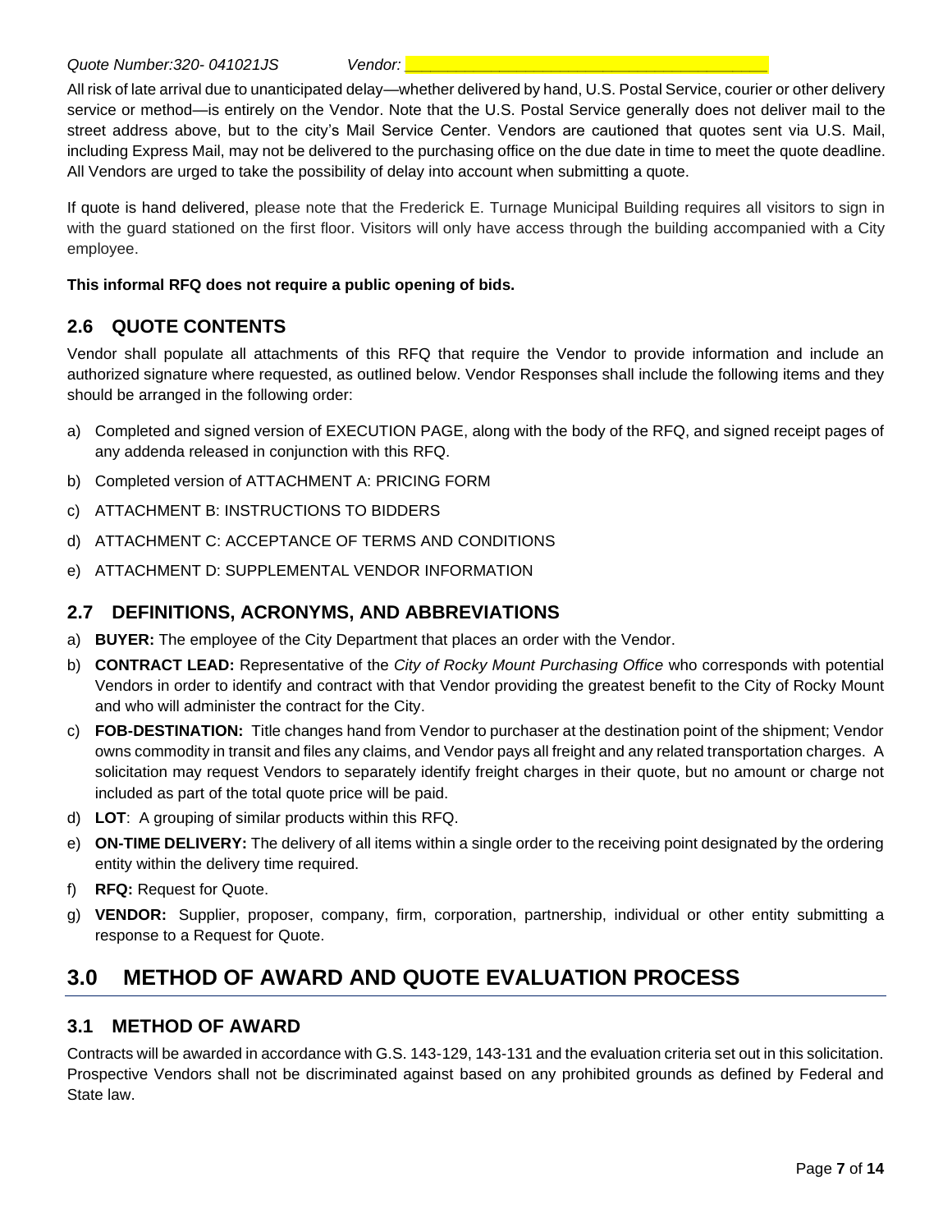All risk of late arrival due to unanticipated delay—whether delivered by hand, U.S. Postal Service, courier or other delivery service or method—is entirely on the Vendor. Note that the U.S. Postal Service generally does not deliver mail to the street address above, but to the city's Mail Service Center. Vendors are cautioned that quotes sent via U.S. Mail, including Express Mail, may not be delivered to the purchasing office on the due date in time to meet the quote deadline. All Vendors are urged to take the possibility of delay into account when submitting a quote.

If quote is hand delivered, please note that the Frederick E. Turnage Municipal Building requires all visitors to sign in with the guard stationed on the first floor. Visitors will only have access through the building accompanied with a City employee.

**This informal RFQ does not require a public opening of bids.**

### 2.6 QUOTE CONTENTS

Vendor shall populate all attachments of this RFQ that require the Vendor to provide information and include an authorized signature where requested, as outlined below. Vendor Responses shall include the following items and they should be arranged in the following order:

a) Completed and signed version of EXECUTION PAGE, along with the body of the RFQ, and signed receipt pages of any addenda released in conjunction with this RFQ.

b) Completed version of ATTACHMENT A: PRICING FORM

c) ATTACHMENT B: INSTRUCTIONS TO BIDDERS

d) ATTACHMENT C: ACCEPTANCE OF TERMS AND CONDITIONS

e) ATTACHMENT D: SUPPLEMENTAL VENDOR INFORMATION

### 2.7 DEFINITIONS, ACRONYMS, AND ABBREVIATIONS

a) **BUYER:** The employee of the City Department that places an order with the Vendor.

b) **CONTRACT LEAD:** Representative of the *City of Rocky Mount Purchasing Office* who corresponds with potential Vendors in order to identify and contract with that Vendor providing the greatest benefit to the City of Rocky Mount and who will administer the contract for the City.

c) **FOB-DESTINATION:** Title changes hand from Vendor to purchaser at the destination point of the shipment; Vendor owns commodity in transit and files any claims, and Vendor pays all freight and any related transportation charges. A solicitation may request Vendors to separately identify freight charges in their quote, but no amount or charge not included as part of the total quote price will be paid.

d) **LOT**: A grouping of similar products within this RFQ.

e) **ON-TIME DELIVERY:** The delivery of all items within a single order to the receiving point designated by the ordering entity within the delivery time required.

f) **RFQ:** Request for Quote.

g) **VENDOR:** Supplier, proposer, company, firm, corporation, partnership, individual or other entity submitting a response to a Request for Quote.

## 3.0 METHOD OF AWARD AND QUOTE EVALUATION PROCESS

### 3.1 METHOD OF AWARD

Contracts will be awarded in accordance with G.S. 143-129, 143-131 and the evaluation criteria set out in this solicitation. Prospective Vendors shall not be discriminated against based on any prohibited grounds as defined by Federal and State law.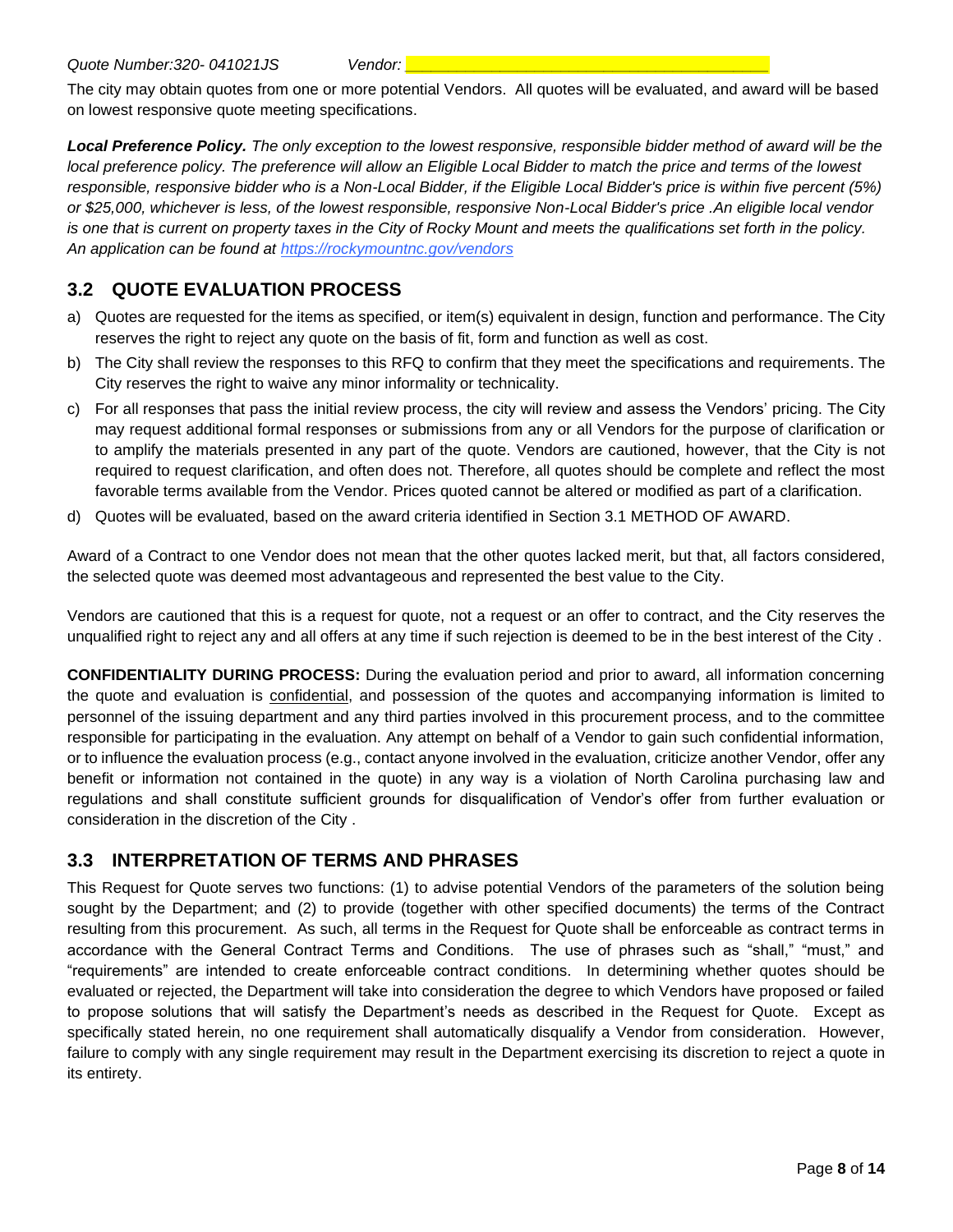*Quote Number:320- 041021JS* *Vendor:* ________________________________________

The city may obtain quotes from one or more potential Vendors. All quotes will be evaluated, and award will be based on lowest responsive quote meeting specifications.

***Local Preference Policy.*** *The only exception to the lowest responsive, responsible bidder method of award will be the local preference policy. The preference will allow an Eligible Local Bidder to match the price and terms of the lowest responsible, responsive bidder who is a Non-Local Bidder, if the Eligible Local Bidder's price is within five percent (5%) or $25,000, whichever is less, of the lowest responsible, responsive Non-Local Bidder's price .An eligible local vendor is one that is current on property taxes in the City of Rocky Mount and meets the qualifications set forth in the policy. An application can be found at [https://rockymountnc.gov/vendors](https://rockymountnc.gov/vendors)*

## 3.2 QUOTE EVALUATION PROCESS

a) Quotes are requested for the items as specified, or item(s) equivalent in design, function and performance. The City reserves the right to reject any quote on the basis of fit, form and function as well as cost.

b) The City shall review the responses to this RFQ to confirm that they meet the specifications and requirements. The City reserves the right to waive any minor informality or technicality.

c) For all responses that pass the initial review process, the city will review and assess the Vendors' pricing. The City may request additional formal responses or submissions from any or all Vendors for the purpose of clarification or to amplify the materials presented in any part of the quote. Vendors are cautioned, however, that the City is not required to request clarification, and often does not. Therefore, all quotes should be complete and reflect the most favorable terms available from the Vendor. Prices quoted cannot be altered or modified as part of a clarification.

d) Quotes will be evaluated, based on the award criteria identified in Section 3.1 METHOD OF AWARD.

Award of a Contract to one Vendor does not mean that the other quotes lacked merit, but that, all factors considered, the selected quote was deemed most advantageous and represented the best value to the City.

Vendors are cautioned that this is a request for quote, not a request or an offer to contract, and the City reserves the unqualified right to reject any and all offers at any time if such rejection is deemed to be in the best interest of the City .

**CONFIDENTIALITY DURING PROCESS:** During the evaluation period and prior to award, all information concerning the quote and evaluation is confidential, and possession of the quotes and accompanying information is limited to personnel of the issuing department and any third parties involved in this procurement process, and to the committee responsible for participating in the evaluation. Any attempt on behalf of a Vendor to gain such confidential information, or to influence the evaluation process (e.g., contact anyone involved in the evaluation, criticize another Vendor, offer any benefit or information not contained in the quote) in any way is a violation of North Carolina purchasing law and regulations and shall constitute sufficient grounds for disqualification of Vendor's offer from further evaluation or consideration in the discretion of the City .

## 3.3 INTERPRETATION OF TERMS AND PHRASES

This Request for Quote serves two functions: (1) to advise potential Vendors of the parameters of the solution being sought by the Department; and (2) to provide (together with other specified documents) the terms of the Contract resulting from this procurement. As such, all terms in the Request for Quote shall be enforceable as contract terms in accordance with the General Contract Terms and Conditions. The use of phrases such as "shall," "must," and "requirements" are intended to create enforceable contract conditions. In determining whether quotes should be evaluated or rejected, the Department will take into consideration the degree to which Vendors have proposed or failed to propose solutions that will satisfy the Department's needs as described in the Request for Quote. Except as specifically stated herein, no one requirement shall automatically disqualify a Vendor from consideration. However, failure to comply with any single requirement may result in the Department exercising its discretion to reject a quote in its entirety.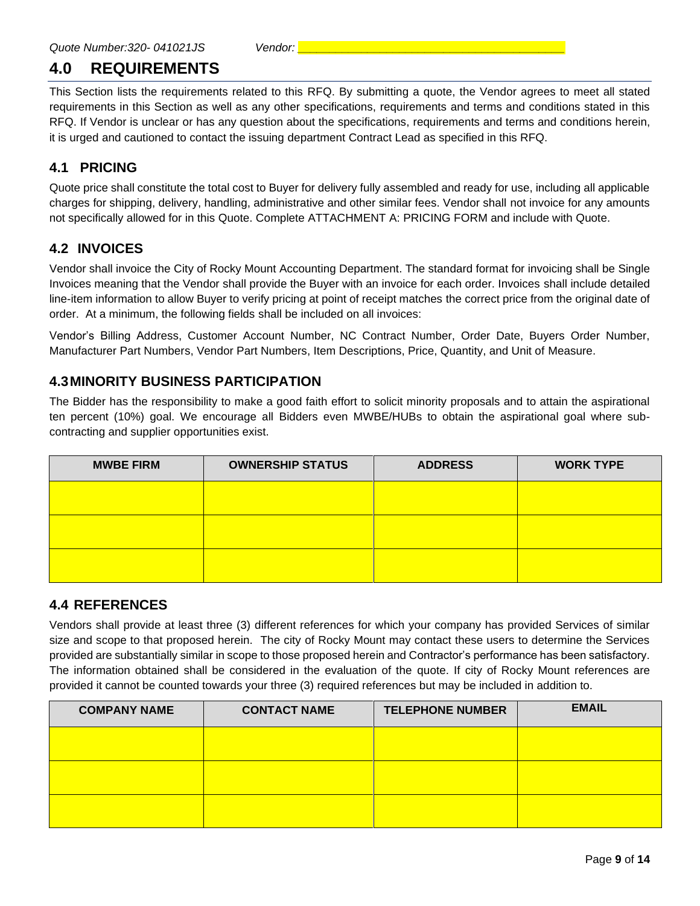*Quote Number:320- 041021JS* *Vendor: ________________________________________*

# 4.0 REQUIREMENTS

This Section lists the requirements related to this RFQ. By submitting a quote, the Vendor agrees to meet all stated requirements in this Section as well as any other specifications, requirements and terms and conditions stated in this RFQ. If Vendor is unclear or has any question about the specifications, requirements and terms and conditions herein, it is urged and cautioned to contact the issuing department Contract Lead as specified in this RFQ.

## 4.1 PRICING

Quote price shall constitute the total cost to Buyer for delivery fully assembled and ready for use, including all applicable charges for shipping, delivery, handling, administrative and other similar fees. Vendor shall not invoice for any amounts not specifically allowed for in this Quote. Complete ATTACHMENT A: PRICING FORM and include with Quote.

## 4.2 INVOICES

Vendor shall invoice the City of Rocky Mount Accounting Department. The standard format for invoicing shall be Single Invoices meaning that the Vendor shall provide the Buyer with an invoice for each order. Invoices shall include detailed line-item information to allow Buyer to verify pricing at point of receipt matches the correct price from the original date of order. At a minimum, the following fields shall be included on all invoices:

Vendor's Billing Address, Customer Account Number, NC Contract Number, Order Date, Buyers Order Number, Manufacturer Part Numbers, Vendor Part Numbers, Item Descriptions, Price, Quantity, and Unit of Measure.

## 4.3 MINORITY BUSINESS PARTICIPATION

The Bidder has the responsibility to make a good faith effort to solicit minority proposals and to attain the aspirational ten percent (10%) goal. We encourage all Bidders even MWBE/HUBs to obtain the aspirational goal where sub-contracting and supplier opportunities exist.

| MWBE FIRM | OWNERSHIP STATUS | ADDRESS | WORK TYPE |
|---|---|---|---|
| | | | |
| | | | |
| | | | |

## 4.4 REFERENCES

Vendors shall provide at least three (3) different references for which your company has provided Services of similar size and scope to that proposed herein. The city of Rocky Mount may contact these users to determine the Services provided are substantially similar in scope to those proposed herein and Contractor's performance has been satisfactory. The information obtained shall be considered in the evaluation of the quote. If city of Rocky Mount references are provided it cannot be counted towards your three (3) required references but may be included in addition to.

| COMPANY NAME | CONTACT NAME | TELEPHONE NUMBER | EMAIL |
|---|---|---|---|
| | | | |
| | | | |
| | | | |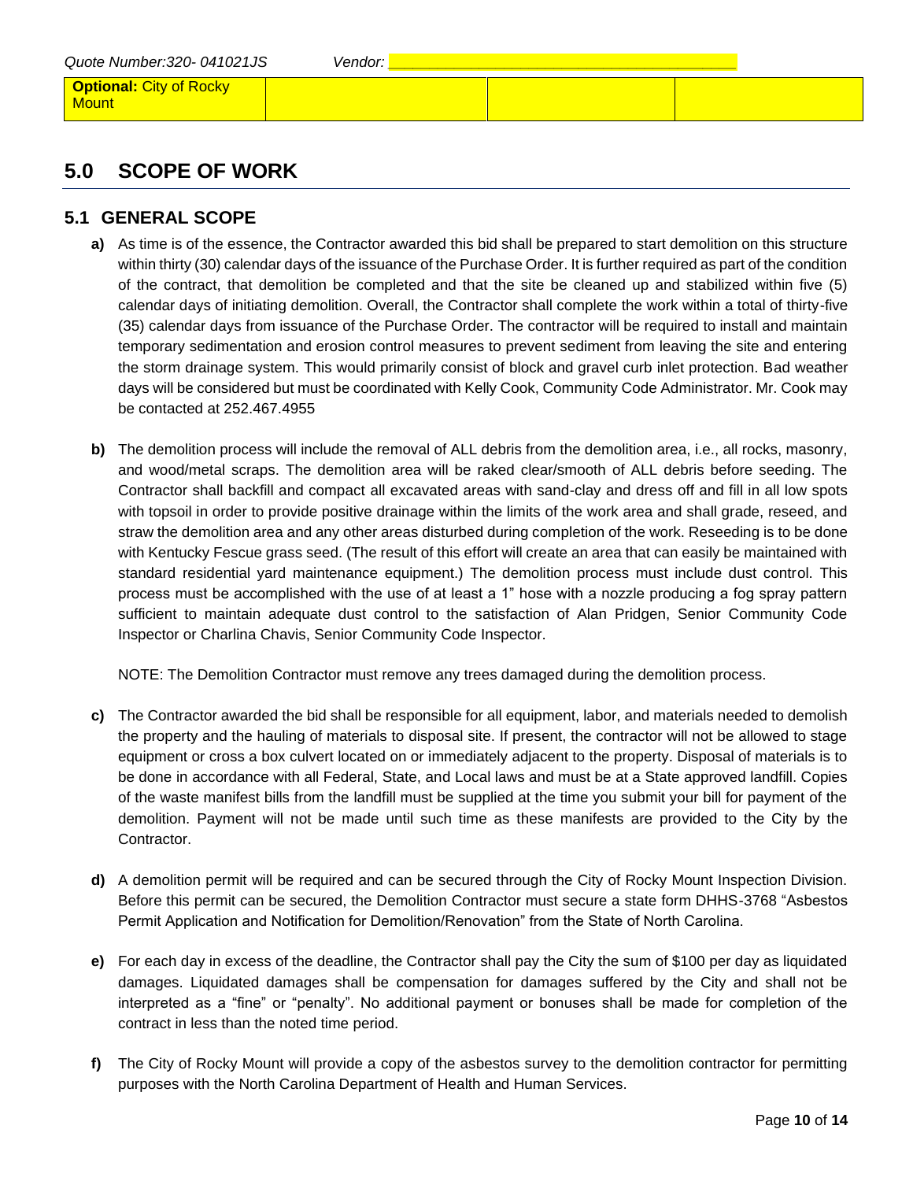Quote Number:320- 041021JS    Vendor: ___________________________________________

| **Optional:** City of Rocky Mount | | | |
|---|---|---|---|

## 5.0 SCOPE OF WORK

### 5.1 GENERAL SCOPE

**a)** As time is of the essence, the Contractor awarded this bid shall be prepared to start demolition on this structure within thirty (30) calendar days of the issuance of the Purchase Order. It is further required as part of the condition of the contract, that demolition be completed and that the site be cleaned up and stabilized within five (5) calendar days of initiating demolition. Overall, the Contractor shall complete the work within a total of thirty-five (35) calendar days from issuance of the Purchase Order. The contractor will be required to install and maintain temporary sedimentation and erosion control measures to prevent sediment from leaving the site and entering the storm drainage system. This would primarily consist of block and gravel curb inlet protection. Bad weather days will be considered but must be coordinated with Kelly Cook, Community Code Administrator. Mr. Cook may be contacted at 252.467.4955

**b)** The demolition process will include the removal of ALL debris from the demolition area, i.e., all rocks, masonry, and wood/metal scraps. The demolition area will be raked clear/smooth of ALL debris before seeding. The Contractor shall backfill and compact all excavated areas with sand-clay and dress off and fill in all low spots with topsoil in order to provide positive drainage within the limits of the work area and shall grade, reseed, and straw the demolition area and any other areas disturbed during completion of the work. Reseeding is to be done with Kentucky Fescue grass seed. (The result of this effort will create an area that can easily be maintained with standard residential yard maintenance equipment.) The demolition process must include dust control. This process must be accomplished with the use of at least a 1" hose with a nozzle producing a fog spray pattern sufficient to maintain adequate dust control to the satisfaction of Alan Pridgen, Senior Community Code Inspector or Charlina Chavis, Senior Community Code Inspector.

NOTE: The Demolition Contractor must remove any trees damaged during the demolition process.

**c)** The Contractor awarded the bid shall be responsible for all equipment, labor, and materials needed to demolish the property and the hauling of materials to disposal site. If present, the contractor will not be allowed to stage equipment or cross a box culvert located on or immediately adjacent to the property. Disposal of materials is to be done in accordance with all Federal, State, and Local laws and must be at a State approved landfill. Copies of the waste manifest bills from the landfill must be supplied at the time you submit your bill for payment of the demolition. Payment will not be made until such time as these manifests are provided to the City by the Contractor.

**d)** A demolition permit will be required and can be secured through the City of Rocky Mount Inspection Division. Before this permit can be secured, the Demolition Contractor must secure a state form DHHS-3768 "Asbestos Permit Application and Notification for Demolition/Renovation" from the State of North Carolina.

**e)** For each day in excess of the deadline, the Contractor shall pay the City the sum of $100 per day as liquidated damages. Liquidated damages shall be compensation for damages suffered by the City and shall not be interpreted as a "fine" or "penalty". No additional payment or bonuses shall be made for completion of the contract in less than the noted time period.

**f)** The City of Rocky Mount will provide a copy of the asbestos survey to the demolition contractor for permitting purposes with the North Carolina Department of Health and Human Services.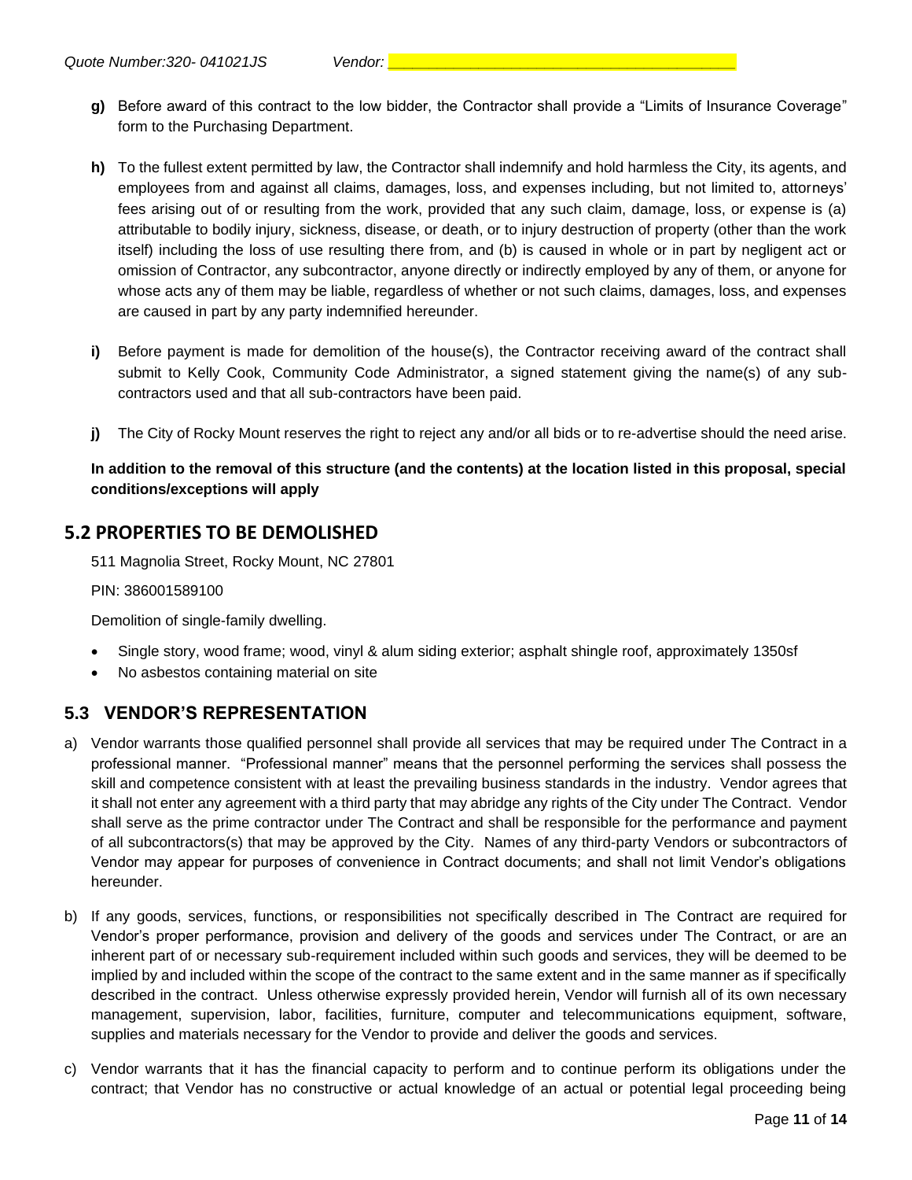g) Before award of this contract to the low bidder, the Contractor shall provide a "Limits of Insurance Coverage" form to the Purchasing Department.

h) To the fullest extent permitted by law, the Contractor shall indemnify and hold harmless the City, its agents, and employees from and against all claims, damages, loss, and expenses including, but not limited to, attorneys' fees arising out of or resulting from the work, provided that any such claim, damage, loss, or expense is (a) attributable to bodily injury, sickness, disease, or death, or to injury destruction of property (other than the work itself) including the loss of use resulting there from, and (b) is caused in whole or in part by negligent act or omission of Contractor, any subcontractor, anyone directly or indirectly employed by any of them, or anyone for whose acts any of them may be liable, regardless of whether or not such claims, damages, loss, and expenses are caused in part by any party indemnified hereunder.

i) Before payment is made for demolition of the house(s), the Contractor receiving award of the contract shall submit to Kelly Cook, Community Code Administrator, a signed statement giving the name(s) of any sub-contractors used and that all sub-contractors have been paid.

j) The City of Rocky Mount reserves the right to reject any and/or all bids or to re-advertise should the need arise.

**In addition to the removal of this structure (and the contents) at the location listed in this proposal, special conditions/exceptions will apply**

## 5.2 PROPERTIES TO BE DEMOLISHED

511 Magnolia Street, Rocky Mount, NC 27801

PIN: 386001589100

Demolition of single-family dwelling.

- Single story, wood frame; wood, vinyl & alum siding exterior; asphalt shingle roof, approximately 1350sf
- No asbestos containing material on site

## 5.3 VENDOR'S REPRESENTATION

a) Vendor warrants those qualified personnel shall provide all services that may be required under The Contract in a professional manner. "Professional manner" means that the personnel performing the services shall possess the skill and competence consistent with at least the prevailing business standards in the industry. Vendor agrees that it shall not enter any agreement with a third party that may abridge any rights of the City under The Contract. Vendor shall serve as the prime contractor under The Contract and shall be responsible for the performance and payment of all subcontractors(s) that may be approved by the City. Names of any third-party Vendors or subcontractors of Vendor may appear for purposes of convenience in Contract documents; and shall not limit Vendor's obligations hereunder.

b) If any goods, services, functions, or responsibilities not specifically described in The Contract are required for Vendor's proper performance, provision and delivery of the goods and services under The Contract, or are an inherent part of or necessary sub-requirement included within such goods and services, they will be deemed to be implied by and included within the scope of the contract to the same extent and in the same manner as if specifically described in the contract. Unless otherwise expressly provided herein, Vendor will furnish all of its own necessary management, supervision, labor, facilities, furniture, computer and telecommunications equipment, software, supplies and materials necessary for the Vendor to provide and deliver the goods and services.

c) Vendor warrants that it has the financial capacity to perform and to continue perform its obligations under the contract; that Vendor has no constructive or actual knowledge of an actual or potential legal proceeding being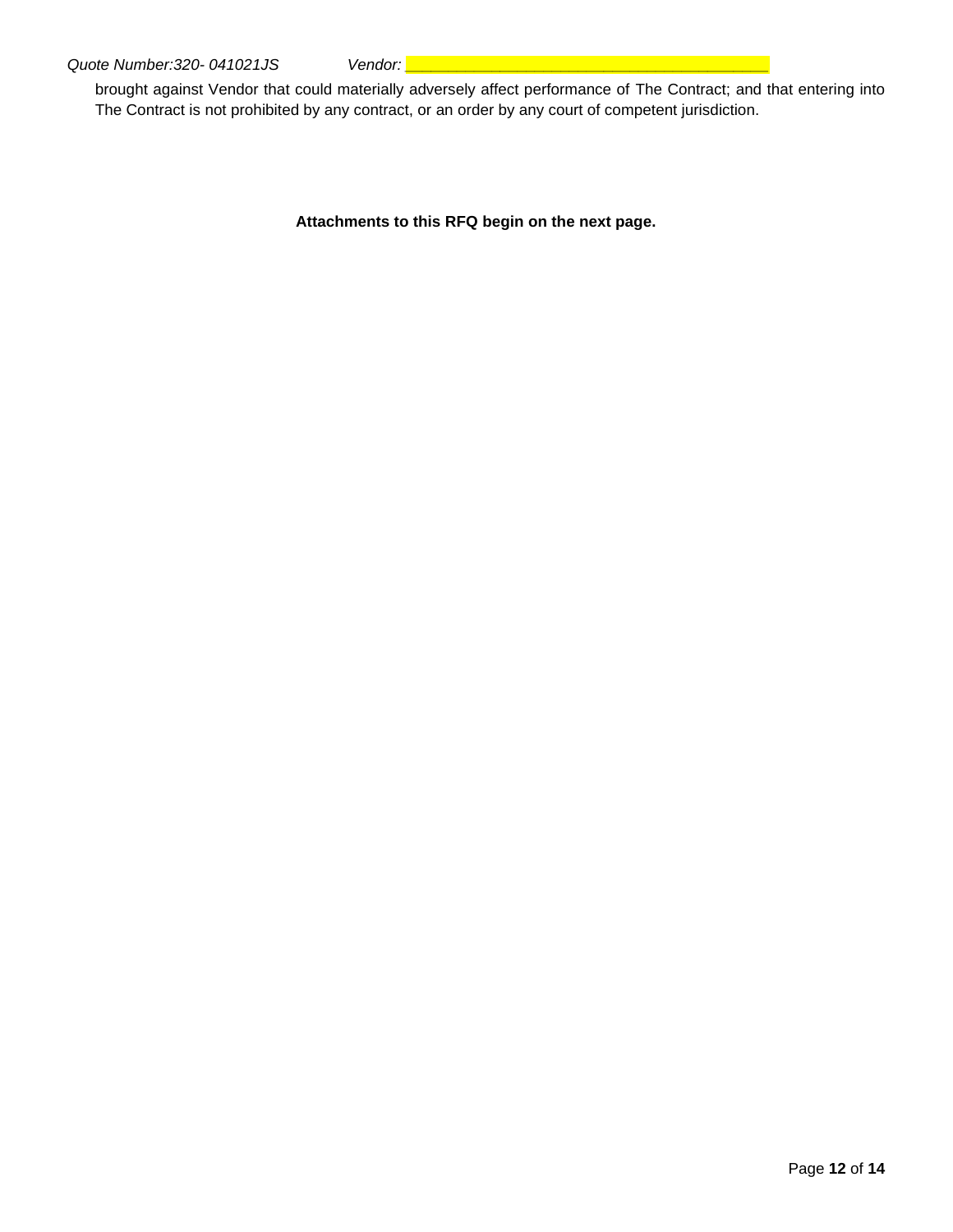brought against Vendor that could materially adversely affect performance of The Contract; and that entering into The Contract is not prohibited by any contract, or an order by any court of competent jurisdiction.

**Attachments to this RFQ begin on the next page.**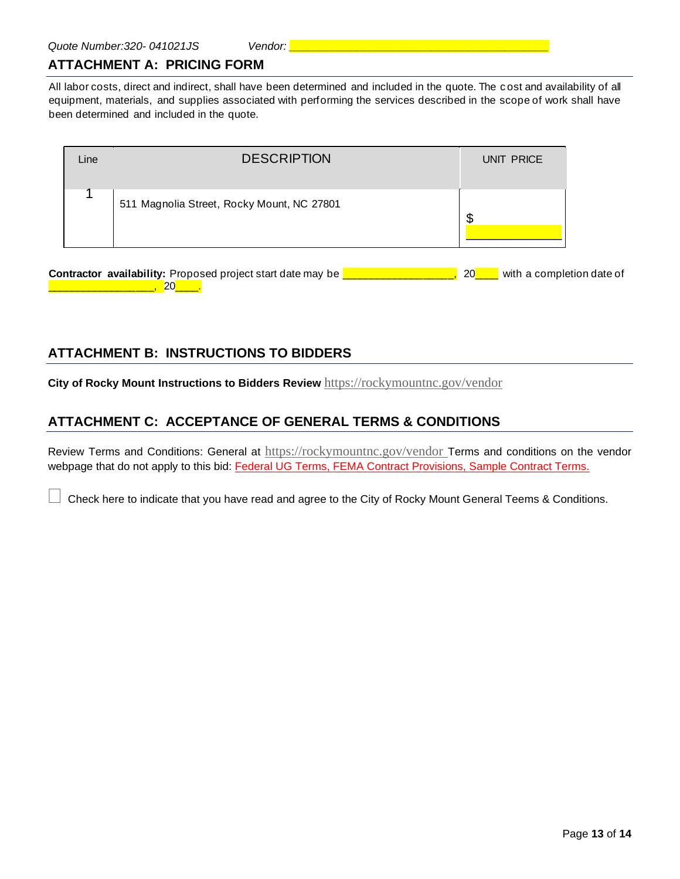*Quote Number:320- 041021JS* *Vendor: ________________________________________*

## ATTACHMENT A: PRICING FORM

All labor costs, direct and indirect, shall have been determined and included in the quote. The cost and availability of all equipment, materials, and supplies associated with performing the services described in the scope of work shall have been determined and included in the quote.

| Line | DESCRIPTION | UNIT PRICE |
|---|---|---|
| 1 | 511 Magnolia Street, Rocky Mount, NC 27801 | $ ____________ |

**Contractor availability:** Proposed project start date may be ________________, 20___ with a completion date of ________________, 20___.

## ATTACHMENT B: INSTRUCTIONS TO BIDDERS

**City of Rocky Mount Instructions to Bidders Review** https://rockymountnc.gov/vendor

## ATTACHMENT C: ACCEPTANCE OF GENERAL TERMS & CONDITIONS

Review Terms and Conditions: General at https://rockymountnc.gov/vendor Terms and conditions on the vendor webpage that do not apply to this bid: Federal UG Terms, FEMA Contract Provisions, Sample Contract Terms.

☐ Check here to indicate that you have read and agree to the City of Rocky Mount General Teems & Conditions.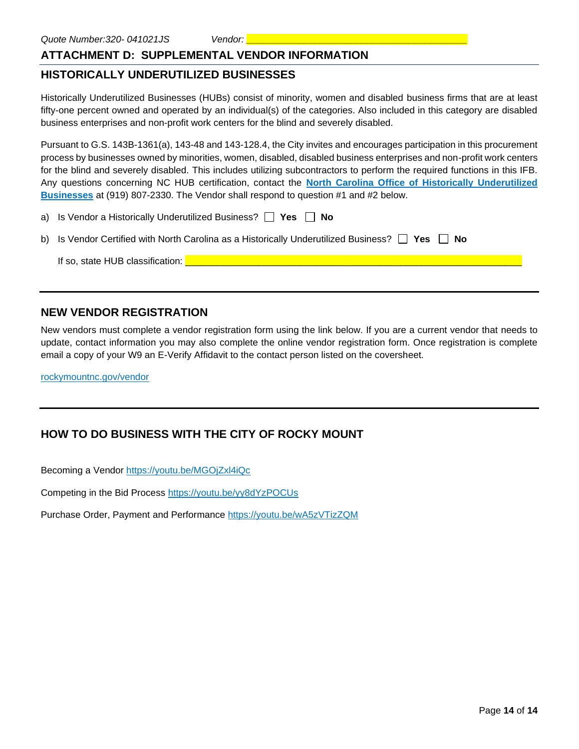*Quote Number:320- 041021JS* *Vendor: \_\_\_\_\_\_\_\_\_\_\_\_\_\_\_\_\_\_\_\_\_\_\_\_\_\_\_\_\_\_\_\_\_\_\_\_\_\_\_\_*

## ATTACHMENT D: SUPPLEMENTAL VENDOR INFORMATION

### HISTORICALLY UNDERUTILIZED BUSINESSES

Historically Underutilized Businesses (HUBs) consist of minority, women and disabled business firms that are at least fifty-one percent owned and operated by an individual(s) of the categories. Also included in this category are disabled business enterprises and non-profit work centers for the blind and severely disabled.

Pursuant to G.S. 143B-1361(a), 143-48 and 143-128.4, the City invites and encourages participation in this procurement process by businesses owned by minorities, women, disabled, disabled business enterprises and non-profit work centers for the blind and severely disabled. This includes utilizing subcontractors to perform the required functions in this IFB. Any questions concerning NC HUB certification, contact the **North Carolina Office of Historically Underutilized Businesses** at (919) 807-2330. The Vendor shall respond to question #1 and #2 below.

a) Is Vendor a Historically Underutilized Business? ☐ **Yes** ☐ **No**

b) Is Vendor Certified with North Carolina as a Historically Underutilized Business? ☐ **Yes** ☐ **No**

If so, state HUB classification: \_\_\_\_\_\_\_\_\_\_\_\_\_\_\_\_\_\_\_\_\_\_\_\_\_\_\_\_\_\_\_\_\_\_\_\_\_\_\_\_\_\_\_\_\_\_\_\_\_\_\_\_\_\_\_\_

---

### NEW VENDOR REGISTRATION

New vendors must complete a vendor registration form using the link below. If you are a current vendor that needs to update, contact information you may also complete the online vendor registration form. Once registration is complete email a copy of your W9 an E-Verify Affidavit to the contact person listed on the coversheet.

rockymountnc.gov/vendor

---

### HOW TO DO BUSINESS WITH THE CITY OF ROCKY MOUNT

Becoming a Vendor https://youtu.be/MGOjZxl4iQc

Competing in the Bid Process https://youtu.be/yy8dYzPOCUs

Purchase Order, Payment and Performance https://youtu.be/wA5zVTizZQM